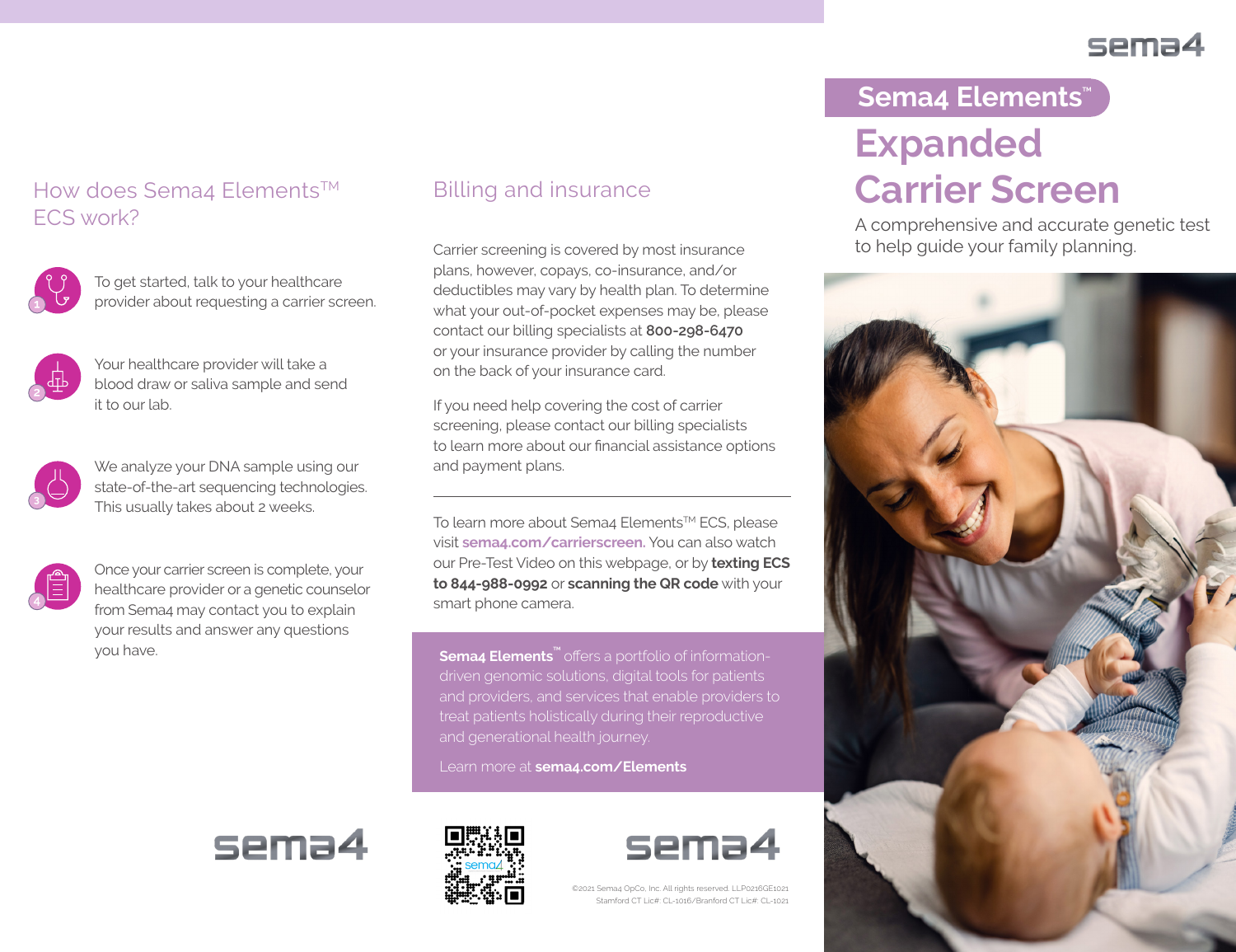# Sema4 Elements™

# Expanded Carrier Screen

A comprehensive and accurate genetic test to help guide your family planning.

## How does Sema4 Elements™ ECS work?

1. To get started, talk to your healthcare provider about requesting a carrier screen.
2. Your healthcare provider will take a blood draw or saliva sample and send it to our lab.
3. We analyze your DNA sample using our state-of-the-art sequencing technologies. This usually takes about 2 weeks.
4. Once your carrier screen is complete, your healthcare provider or a genetic counselor from Sema4 may contact you to explain your results and answer any questions you have.

## Billing and insurance

Carrier screening is covered by most insurance plans, however, copays, co-insurance, and/or deductibles may vary by health plan. To determine what your out-of-pocket expenses may be, please contact our billing specialists at **800-298-6470** or your insurance provider by calling the number on the back of your insurance card.

If you need help covering the cost of carrier screening, please contact our billing specialists to learn more about our financial assistance options and payment plans.

---

To learn more about Sema4 Elements™ ECS, please visit **sema4.com/carrierscreen.** You can also watch our Pre-Test Video on this webpage, or by **texting ECS to 844-988-0992** or **scanning the QR code** with your smart phone camera.

**Sema4 Elements™** offers a portfolio of information-driven genomic solutions, digital tools for patients and providers, and services that enable providers to treat patients holistically during their reproductive and generational health journey.

Learn more at **sema4.com/Elements**

sema4

©2021 Sema4 OpCo, Inc. All rights reserved. LLP0216GE1021
Stamford CT Lic#: CL-1016/Branford CT Lic#: CL-1021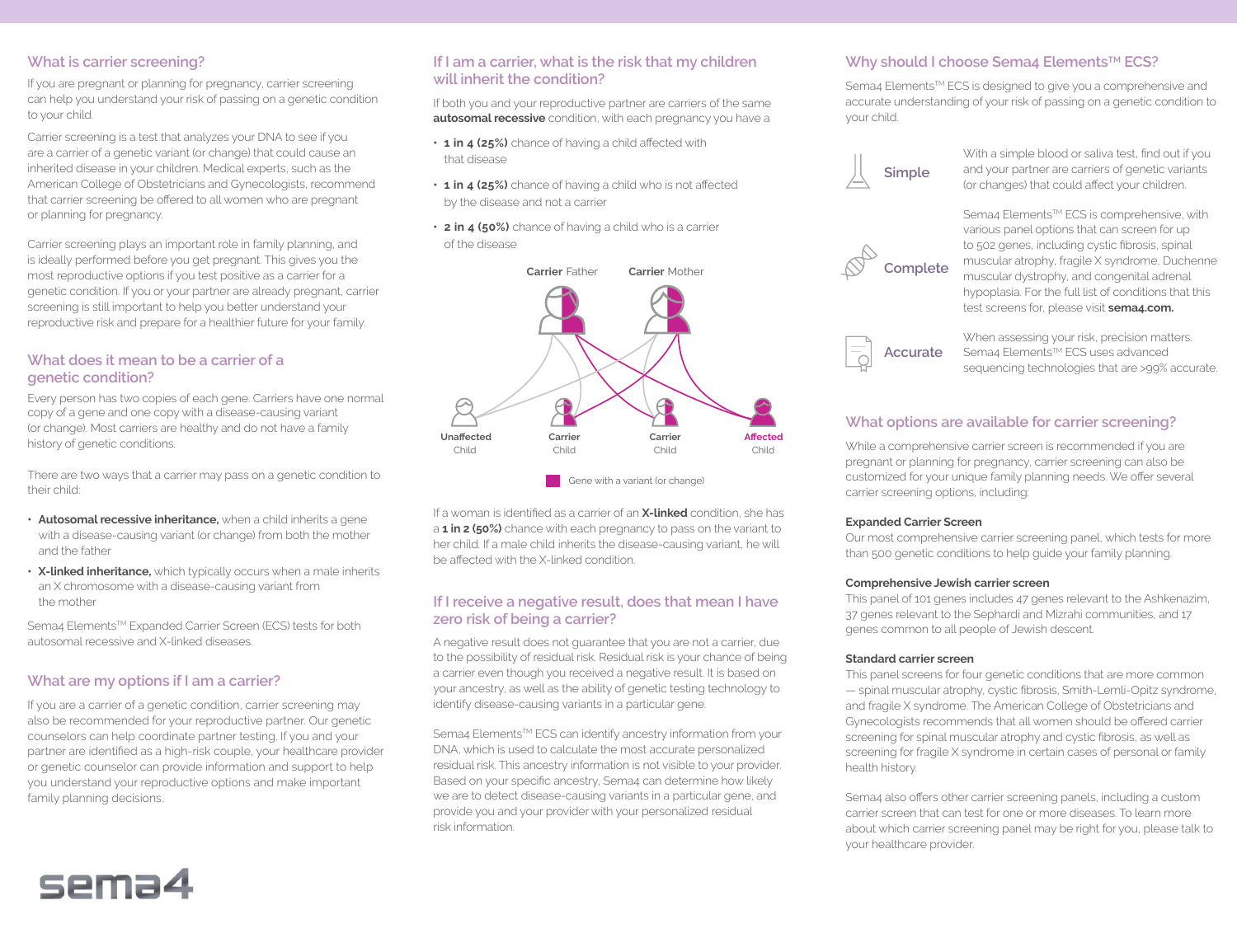## What is carrier screening?

If you are pregnant or planning for pregnancy, carrier screening can help you understand your risk of passing on a genetic condition to your child.

Carrier screening is a test that analyzes your DNA to see if you are a carrier of a genetic variant (or change) that could cause an inherited disease in your children. Medical experts, such as the American College of Obstetricians and Gynecologists, recommend that carrier screening be offered to all women who are pregnant or planning for pregnancy.

Carrier screening plays an important role in family planning, and is ideally performed before you get pregnant. This gives you the most reproductive options if you test positive as a carrier for a genetic condition. If you or your partner are already pregnant, carrier screening is still important to help you better understand your reproductive risk and prepare for a healthier future for your family.

## What does it mean to be a carrier of a genetic condition?

Every person has two copies of each gene. Carriers have one normal copy of a gene and one copy with a disease-causing variant (or change). Most carriers are healthy and do not have a family history of genetic conditions.

There are two ways that a carrier may pass on a genetic condition to their child:

- **Autosomal recessive inheritance,** when a child inherits a gene with a disease-causing variant (or change) from both the mother and the father
- **X-linked inheritance,** which typically occurs when a male inherits an X chromosome with a disease-causing variant from the mother

Sema4 Elements™ Expanded Carrier Screen (ECS) tests for both autosomal recessive and X-linked diseases.

## What are my options if I am a carrier?

If you are a carrier of a genetic condition, carrier screening may also be recommended for your reproductive partner. Our genetic counselors can help coordinate partner testing. If you and your partner are identified as a high-risk couple, your healthcare provider or genetic counselor can provide information and support to help you understand your reproductive options and make important family planning decisions.

## If I am a carrier, what is the risk that my children will inherit the condition?

If both you and your reproductive partner are carriers of the same **autosomal recessive** condition, with each pregnancy you have a

- **1 in 4 (25%)** chance of having a child affected with that disease
- **1 in 4 (25%)** chance of having a child who is not affected by the disease and not a carrier
- **2 in 4 (50%)** chance of having a child who is a carrier of the disease

**Carrier** Father
**Carrier** Mother

Unaffected Child
Carrier Child
Carrier Child
Affected Child

Gene with a variant (or change)

If a woman is identified as a carrier of an **X-linked** condition, she has a **1 in 2 (50%)** chance with each pregnancy to pass on the variant to her child. If a male child inherits the disease-causing variant, he will be affected with the X-linked condition.

## If I receive a negative result, does that mean I have zero risk of being a carrier?

A negative result does not guarantee that you are not a carrier, due to the possibility of residual risk. Residual risk is your chance of being a carrier even though you received a negative result. It is based on your ancestry, as well as the ability of genetic testing technology to identify disease-causing variants in a particular gene.

Sema4 Elements™ ECS can identify ancestry information from your DNA, which is used to calculate the most accurate personalized residual risk. This ancestry information is not visible to your provider. Based on your specific ancestry, Sema4 can determine how likely we are to detect disease-causing variants in a particular gene, and provide you and your provider with your personalized residual risk information.

## Why should I choose Sema4 Elements™ ECS?

Sema4 Elements™ ECS is designed to give you a comprehensive and accurate understanding of your risk of passing on a genetic condition to your child.

**Simple** — With a simple blood or saliva test, find out if you and your partner are carriers of genetic variants (or changes) that could affect your children.

**Complete** — Sema4 Elements™ ECS is comprehensive, with various panel options that can screen for up to 502 genes, including cystic fibrosis, spinal muscular atrophy, fragile X syndrome, Duchenne muscular dystrophy, and congenital adrenal hypoplasia. For the full list of conditions that this test screens for, please visit **sema4.com.**

**Accurate** — When assessing your risk, precision matters. Sema4 Elements™ ECS uses advanced sequencing technologies that are >99% accurate.

## What options are available for carrier screening?

While a comprehensive carrier screen is recommended if you are pregnant or planning for pregnancy, carrier screening can also be customized for your unique family planning needs. We offer several carrier screening options, including:

**Expanded Carrier Screen**
Our most comprehensive carrier screening panel, which tests for more than 500 genetic conditions to help guide your family planning.

**Comprehensive Jewish carrier screen**
This panel of 101 genes includes 47 genes relevant to the Ashkenazim, 37 genes relevant to the Sephardi and Mizrahi communities, and 17 genes common to all people of Jewish descent.

**Standard carrier screen**
This panel screens for four genetic conditions that are more common — spinal muscular atrophy, cystic fibrosis, Smith-Lemli-Opitz syndrome, and fragile X syndrome. The American College of Obstetricians and Gynecologists recommends that all women should be offered carrier screening for spinal muscular atrophy and cystic fibrosis, as well as screening for fragile X syndrome in certain cases of personal or family health history.

Sema4 also offers other carrier screening panels, including a custom carrier screen that can test for one or more diseases. To learn more about which carrier screening panel may be right for you, please talk to your healthcare provider.

sema4